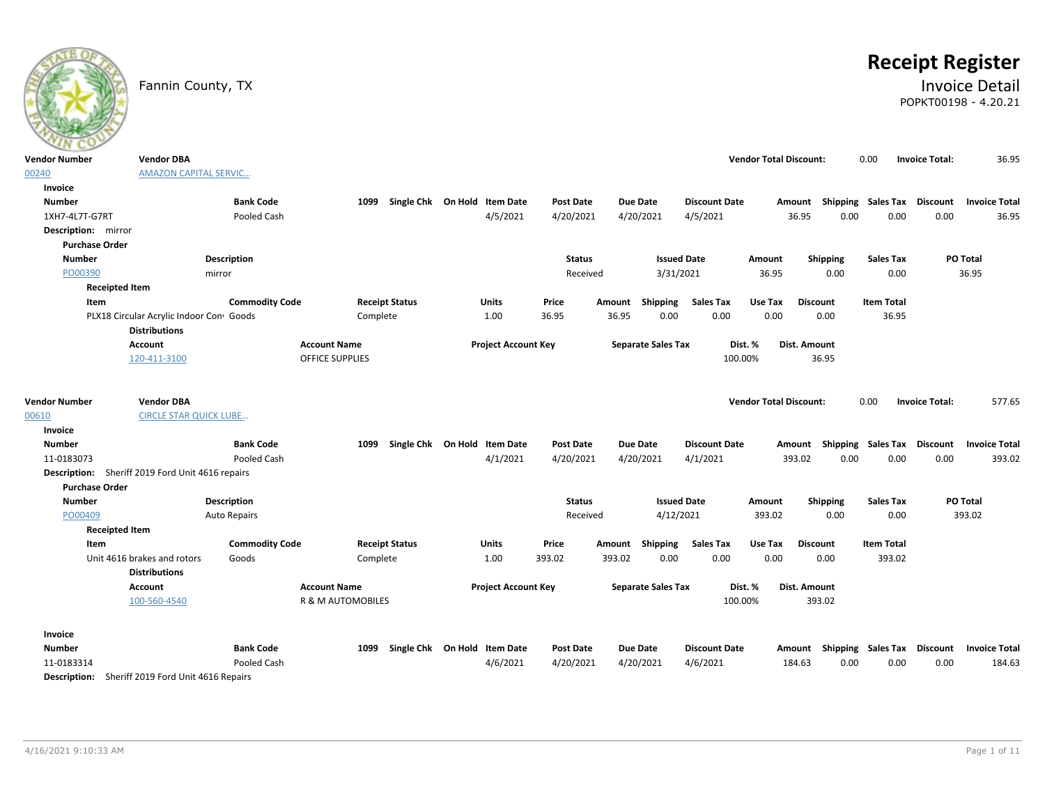Fannin County, TX

# Receipt Register

## Invoice Detail

POPKT00198 - 4.20.21

| Vendor Number | Vendor DBA | Vendor Total Discount: | Invoice Total: |
|---|---|---|---|
| 00240 | AMAZON CAPITAL SERVIC... | 0.00 | 36.95 |

**Invoice**

| Number | Bank Code | 1099 | Single Chk | On Hold | Item Date | Post Date | Due Date | Discount Date | Amount | Shipping | Sales Tax | Discount | Invoice Total |
|---|---|---|---|---|---|---|---|---|---|---|---|---|---|
| 1XH7-4L7T-G7RT | Pooled Cash | | | | 4/5/2021 | 4/20/2021 | 4/20/2021 | 4/5/2021 | 36.95 | 0.00 | 0.00 | 0.00 | 36.95 |

**Description:** mirror

**Purchase Order**

| Number | Description | Status | Issued Date | Amount | Shipping | Sales Tax | PO Total |
|---|---|---|---|---|---|---|---|
| PO00390 | mirror | Received | 3/31/2021 | 36.95 | 0.00 | 0.00 | 36.95 |

**Receipted Item**

| Item | Commodity Code | Receipt Status | Units | Price | Amount | Shipping | Sales Tax | Use Tax | Discount | Item Total |
|---|---|---|---|---|---|---|---|---|---|---|
| PLX18 Circular Acrylic Indoor Con\ | Goods | Complete | 1.00 | 36.95 | 36.95 | 0.00 | 0.00 | 0.00 | 0.00 | 36.95 |

**Distributions**

| Account | Account Name | Project Account Key | Separate Sales Tax | Dist. % | Dist. Amount |
|---|---|---|---|---|---|
| 120-411-3100 | OFFICE SUPPLIES | | | 100.00% | 36.95 |

| Vendor Number | Vendor DBA | Vendor Total Discount: | Invoice Total: |
|---|---|---|---|
| 00610 | CIRCLE STAR QUICK LUBE... | 0.00 | 577.65 |

**Invoice**

| Number | Bank Code | 1099 | Single Chk | On Hold | Item Date | Post Date | Due Date | Discount Date | Amount | Shipping | Sales Tax | Discount | Invoice Total |
|---|---|---|---|---|---|---|---|---|---|---|---|---|---|
| 11-0183073 | Pooled Cash | | | | 4/1/2021 | 4/20/2021 | 4/20/2021 | 4/1/2021 | 393.02 | 0.00 | 0.00 | 0.00 | 393.02 |

**Description:** Sheriff 2019 Ford Unit 4616 repairs

**Purchase Order**

| Number | Description | Status | Issued Date | Amount | Shipping | Sales Tax | PO Total |
|---|---|---|---|---|---|---|---|
| PO00409 | Auto Repairs | Received | 4/12/2021 | 393.02 | 0.00 | 0.00 | 393.02 |

**Receipted Item**

| Item | Commodity Code | Receipt Status | Units | Price | Amount | Shipping | Sales Tax | Use Tax | Discount | Item Total |
|---|---|---|---|---|---|---|---|---|---|---|
| Unit 4616 brakes and rotors | Goods | Complete | 1.00 | 393.02 | 393.02 | 0.00 | 0.00 | 0.00 | 0.00 | 393.02 |

**Distributions**

| Account | Account Name | Project Account Key | Separate Sales Tax | Dist. % | Dist. Amount |
|---|---|---|---|---|---|
| 100-560-4540 | R & M AUTOMOBILES | | | 100.00% | 393.02 |

**Invoice**

| Number | Bank Code | 1099 | Single Chk | On Hold | Item Date | Post Date | Due Date | Discount Date | Amount | Shipping | Sales Tax | Discount | Invoice Total |
|---|---|---|---|---|---|---|---|---|---|---|---|---|---|
| 11-0183314 | Pooled Cash | | | | 4/6/2021 | 4/20/2021 | 4/20/2021 | 4/6/2021 | 184.63 | 0.00 | 0.00 | 0.00 | 184.63 |

**Description:** Sheriff 2019 Ford Unit 4616 Repairs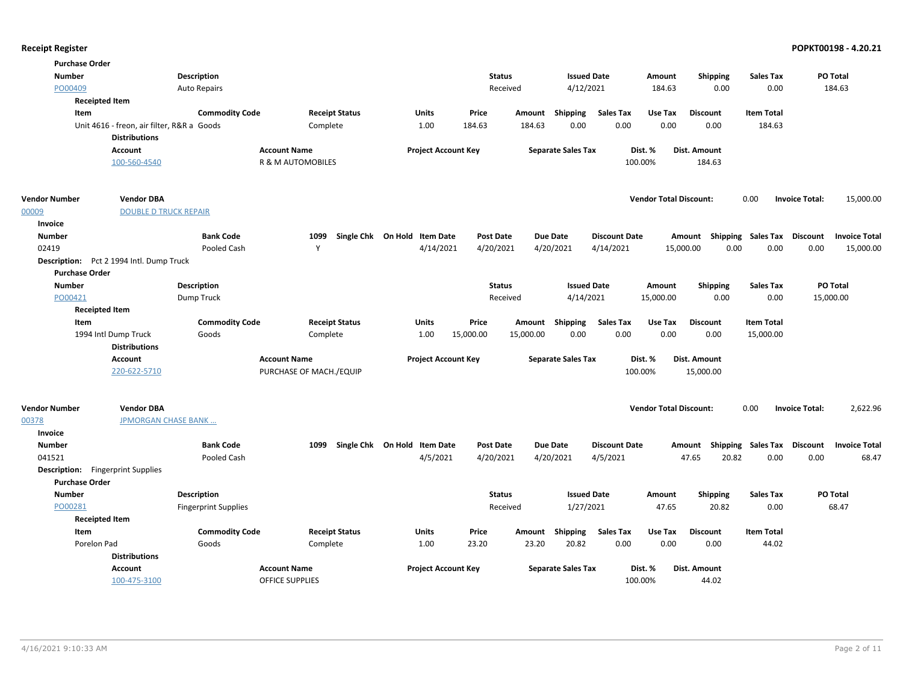**Receipt Register** — POPKT00198 - 4.20.21

**Purchase Order**

| Number | Description | Status | Issued Date | Amount | Shipping | Sales Tax | PO Total |
|---|---|---|---|---|---|---|---|
| PO00409 | Auto Repairs | Received | 4/12/2021 | 184.63 | 0.00 | 0.00 | 184.63 |

**Receipted Item**

| Item | Commodity Code | Receipt Status | Units | Price | Amount | Shipping | Sales Tax | Use Tax | Discount | Item Total |
|---|---|---|---|---|---|---|---|---|---|---|
| Unit 4616 - freon, air filter, R&R a | Goods | Complete | 1.00 | 184.63 | 184.63 | 0.00 | 0.00 | 0.00 | 0.00 | 184.63 |

**Distributions**

| Account | Account Name | Project Account Key | Separate Sales Tax | Dist. % | Dist. Amount |
|---|---|---|---|---|---|
| 100-560-4540 | R & M AUTOMOBILES | | | 100.00% | 184.63 |

| Vendor Number | Vendor DBA | Vendor Total Discount: | 0.00 | Invoice Total: | 15,000.00 |
|---|---|---|---|---|---|
| 00009 | DOUBLE D TRUCK REPAIR | | | | |

**Invoice**

| Number | Bank Code | 1099 | Single Chk | On Hold | Item Date | Post Date | Due Date | Discount Date | Amount | Shipping | Sales Tax | Discount | Invoice Total |
|---|---|---|---|---|---|---|---|---|---|---|---|---|---|
| 02419 | Pooled Cash | Y | | | 4/14/2021 | 4/20/2021 | 4/20/2021 | 4/14/2021 | 15,000.00 | 0.00 | 0.00 | 0.00 | 15,000.00 |

**Description:** Pct 2 1994 Intl. Dump Truck

**Purchase Order**

| Number | Description | Status | Issued Date | Amount | Shipping | Sales Tax | PO Total |
|---|---|---|---|---|---|---|---|
| PO00421 | Dump Truck | Received | 4/14/2021 | 15,000.00 | 0.00 | 0.00 | 15,000.00 |

**Receipted Item**

| Item | Commodity Code | Receipt Status | Units | Price | Amount | Shipping | Sales Tax | Use Tax | Discount | Item Total |
|---|---|---|---|---|---|---|---|---|---|---|
| 1994 Intl Dump Truck | Goods | Complete | 1.00 | 15,000.00 | 15,000.00 | 0.00 | 0.00 | 0.00 | 0.00 | 15,000.00 |

**Distributions**

| Account | Account Name | Project Account Key | Separate Sales Tax | Dist. % | Dist. Amount |
|---|---|---|---|---|---|
| 220-622-5710 | PURCHASE OF MACH./EQUIP | | | 100.00% | 15,000.00 |

| Vendor Number | Vendor DBA | Vendor Total Discount: | 0.00 | Invoice Total: | 2,622.96 |
|---|---|---|---|---|---|
| 00378 | JPMORGAN CHASE BANK ... | | | | |

**Invoice**

| Number | Bank Code | 1099 | Single Chk | On Hold | Item Date | Post Date | Due Date | Discount Date | Amount | Shipping | Sales Tax | Discount | Invoice Total |
|---|---|---|---|---|---|---|---|---|---|---|---|---|---|
| 041521 | Pooled Cash | | | | 4/5/2021 | 4/20/2021 | 4/20/2021 | 4/5/2021 | 47.65 | 20.82 | 0.00 | 0.00 | 68.47 |

**Description:** Fingerprint Supplies

**Purchase Order**

| Number | Description | Status | Issued Date | Amount | Shipping | Sales Tax | PO Total |
|---|---|---|---|---|---|---|---|
| PO00281 | Fingerprint Supplies | Received | 1/27/2021 | 47.65 | 20.82 | 0.00 | 68.47 |

**Receipted Item**

| Item | Commodity Code | Receipt Status | Units | Price | Amount | Shipping | Sales Tax | Use Tax | Discount | Item Total |
|---|---|---|---|---|---|---|---|---|---|---|
| Porelon Pad | Goods | Complete | 1.00 | 23.20 | 23.20 | 20.82 | 0.00 | 0.00 | 0.00 | 44.02 |

**Distributions**

| Account | Account Name | Project Account Key | Separate Sales Tax | Dist. % | Dist. Amount |
|---|---|---|---|---|---|
| 100-475-3100 | OFFICE SUPPLIES | | | 100.00% | 44.02 |

4/16/2021 9:10:33 AM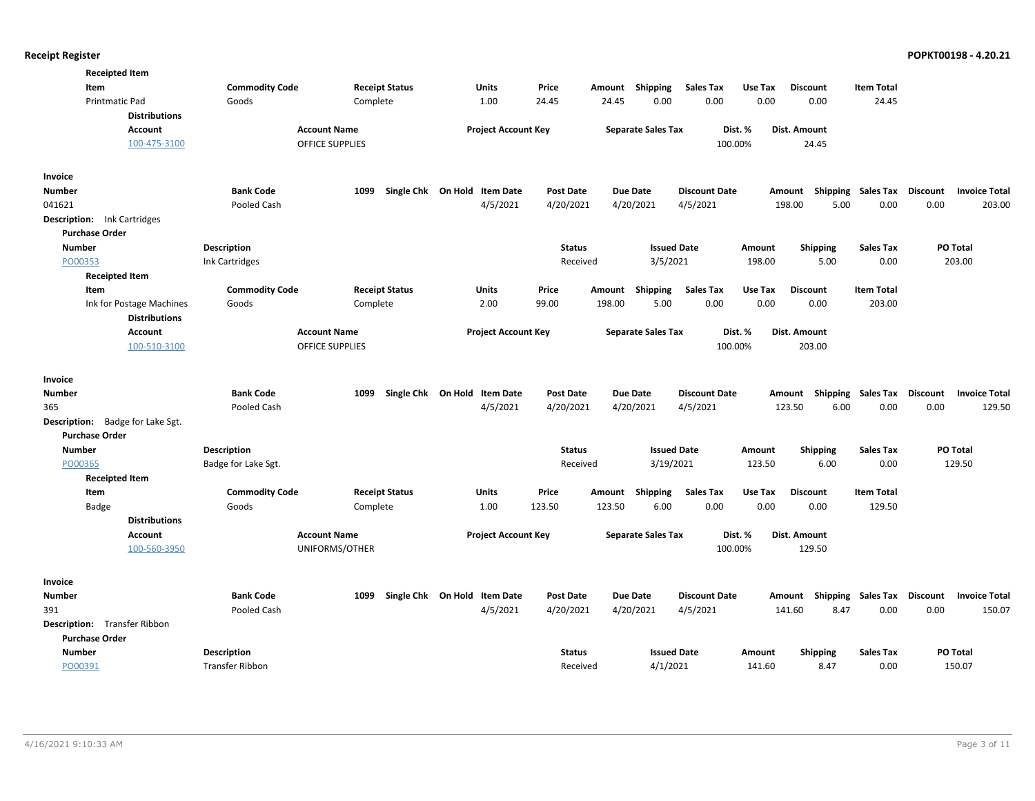**Receipted Item**

| Item | Commodity Code | Receipt Status | Units | Price | Amount | Shipping | Sales Tax | Use Tax | Discount | Item Total |
|---|---|---|---|---|---|---|---|---|---|---|
| Printmatic Pad | Goods | Complete | 1.00 | 24.45 | 24.45 | 0.00 | 0.00 | 0.00 | 0.00 | 24.45 |

**Distributions**

| Account | Account Name | Project Account Key | Separate Sales Tax | Dist. % | Dist. Amount |
|---|---|---|---|---|---|
| 100-475-3100 | OFFICE SUPPLIES | | | 100.00% | 24.45 |

**Invoice**

| Number | Bank Code | 1099 | Single Chk | On Hold | Item Date | Post Date | Due Date | Discount Date | Amount | Shipping | Sales Tax | Discount | Invoice Total |
|---|---|---|---|---|---|---|---|---|---|---|---|---|---|
| 041621 | Pooled Cash | | | | 4/5/2021 | 4/20/2021 | 4/20/2021 | 4/5/2021 | 198.00 | 5.00 | 0.00 | 0.00 | 203.00 |

**Description:** Ink Cartridges

**Purchase Order**

| Number | Description | Status | Issued Date | Amount | Shipping | Sales Tax | PO Total |
|---|---|---|---|---|---|---|---|
| PO00353 | Ink Cartridges | Received | 3/5/2021 | 198.00 | 5.00 | 0.00 | 203.00 |

**Receipted Item**

| Item | Commodity Code | Receipt Status | Units | Price | Amount | Shipping | Sales Tax | Use Tax | Discount | Item Total |
|---|---|---|---|---|---|---|---|---|---|---|
| Ink for Postage Machines | Goods | Complete | 2.00 | 99.00 | 198.00 | 5.00 | 0.00 | 0.00 | 0.00 | 203.00 |

**Distributions**

| Account | Account Name | Project Account Key | Separate Sales Tax | Dist. % | Dist. Amount |
|---|---|---|---|---|---|
| 100-510-3100 | OFFICE SUPPLIES | | | 100.00% | 203.00 |

**Invoice**

| Number | Bank Code | 1099 | Single Chk | On Hold | Item Date | Post Date | Due Date | Discount Date | Amount | Shipping | Sales Tax | Discount | Invoice Total |
|---|---|---|---|---|---|---|---|---|---|---|---|---|---|
| 365 | Pooled Cash | | | | 4/5/2021 | 4/20/2021 | 4/20/2021 | 4/5/2021 | 123.50 | 6.00 | 0.00 | 0.00 | 129.50 |

**Description:** Badge for Lake Sgt.

**Purchase Order**

| Number | Description | Status | Issued Date | Amount | Shipping | Sales Tax | PO Total |
|---|---|---|---|---|---|---|---|
| PO00365 | Badge for Lake Sgt. | Received | 3/19/2021 | 123.50 | 6.00 | 0.00 | 129.50 |

**Receipted Item**

| Item | Commodity Code | Receipt Status | Units | Price | Amount | Shipping | Sales Tax | Use Tax | Discount | Item Total |
|---|---|---|---|---|---|---|---|---|---|---|
| Badge | Goods | Complete | 1.00 | 123.50 | 123.50 | 6.00 | 0.00 | 0.00 | 0.00 | 129.50 |

**Distributions**

| Account | Account Name | Project Account Key | Separate Sales Tax | Dist. % | Dist. Amount |
|---|---|---|---|---|---|
| 100-560-3950 | UNIFORMS/OTHER | | | 100.00% | 129.50 |

**Invoice**

| Number | Bank Code | 1099 | Single Chk | On Hold | Item Date | Post Date | Due Date | Discount Date | Amount | Shipping | Sales Tax | Discount | Invoice Total |
|---|---|---|---|---|---|---|---|---|---|---|---|---|---|
| 391 | Pooled Cash | | | | 4/5/2021 | 4/20/2021 | 4/20/2021 | 4/5/2021 | 141.60 | 8.47 | 0.00 | 0.00 | 150.07 |

**Description:** Transfer Ribbon

**Purchase Order**

| Number | Description | Status | Issued Date | Amount | Shipping | Sales Tax | PO Total |
|---|---|---|---|---|---|---|---|
| PO00391 | Transfer Ribbon | Received | 4/1/2021 | 141.60 | 8.47 | 0.00 | 150.07 |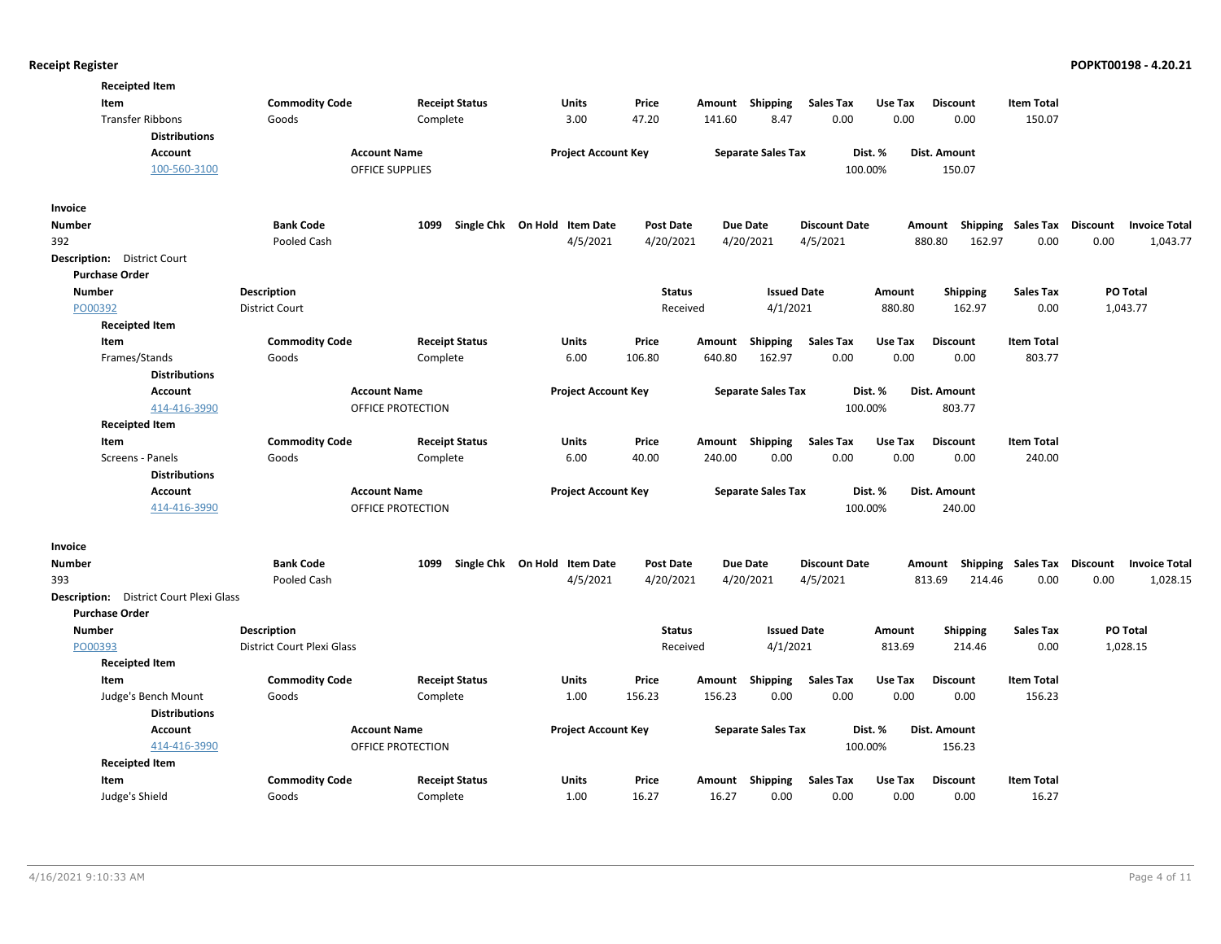**Receipted Item**

| Item | Commodity Code | Receipt Status | Units | Price | Amount | Shipping | Sales Tax | Use Tax | Discount | Item Total |
|---|---|---|---|---|---|---|---|---|---|---|
| Transfer Ribbons | Goods | Complete | 3.00 | 47.20 | 141.60 | 8.47 | 0.00 | 0.00 | 0.00 | 150.07 |

**Distributions**

| Account | Account Name | Project Account Key | Separate Sales Tax | Dist. % | Dist. Amount |
|---|---|---|---|---|---|
| 100-560-3100 | OFFICE SUPPLIES | | | 100.00% | 150.07 |

**Invoice**

| Number | Bank Code | 1099 | Single Chk | On Hold | Item Date | Post Date | Due Date | Discount Date | Amount | Shipping | Sales Tax | Discount | Invoice Total |
|---|---|---|---|---|---|---|---|---|---|---|---|---|---|
| 392 | Pooled Cash | | | | 4/5/2021 | 4/20/2021 | 4/20/2021 | 4/5/2021 | 880.80 | 162.97 | 0.00 | 0.00 | 1,043.77 |

**Description:** District Court

**Purchase Order**

| Number | Description | Status | Issued Date | Amount | Shipping | Sales Tax | PO Total |
|---|---|---|---|---|---|---|---|
| PO00392 | District Court | Received | 4/1/2021 | 880.80 | 162.97 | 0.00 | 1,043.77 |

**Receipted Item**

| Item | Commodity Code | Receipt Status | Units | Price | Amount | Shipping | Sales Tax | Use Tax | Discount | Item Total |
|---|---|---|---|---|---|---|---|---|---|---|
| Frames/Stands | Goods | Complete | 6.00 | 106.80 | 640.80 | 162.97 | 0.00 | 0.00 | 0.00 | 803.77 |

**Distributions**

| Account | Account Name | Project Account Key | Separate Sales Tax | Dist. % | Dist. Amount |
|---|---|---|---|---|---|
| 414-416-3990 | OFFICE PROTECTION | | | 100.00% | 803.77 |

**Receipted Item**

| Item | Commodity Code | Receipt Status | Units | Price | Amount | Shipping | Sales Tax | Use Tax | Discount | Item Total |
|---|---|---|---|---|---|---|---|---|---|---|
| Screens - Panels | Goods | Complete | 6.00 | 40.00 | 240.00 | 0.00 | 0.00 | 0.00 | 0.00 | 240.00 |

**Distributions**

| Account | Account Name | Project Account Key | Separate Sales Tax | Dist. % | Dist. Amount |
|---|---|---|---|---|---|
| 414-416-3990 | OFFICE PROTECTION | | | 100.00% | 240.00 |

**Invoice**

| Number | Bank Code | 1099 | Single Chk | On Hold | Item Date | Post Date | Due Date | Discount Date | Amount | Shipping | Sales Tax | Discount | Invoice Total |
|---|---|---|---|---|---|---|---|---|---|---|---|---|---|
| 393 | Pooled Cash | | | | 4/5/2021 | 4/20/2021 | 4/20/2021 | 4/5/2021 | 813.69 | 214.46 | 0.00 | 0.00 | 1,028.15 |

**Description:** District Court Plexi Glass

**Purchase Order**

| Number | Description | Status | Issued Date | Amount | Shipping | Sales Tax | PO Total |
|---|---|---|---|---|---|---|---|
| PO00393 | District Court Plexi Glass | Received | 4/1/2021 | 813.69 | 214.46 | 0.00 | 1,028.15 |

**Receipted Item**

| Item | Commodity Code | Receipt Status | Units | Price | Amount | Shipping | Sales Tax | Use Tax | Discount | Item Total |
|---|---|---|---|---|---|---|---|---|---|---|
| Judge's Bench Mount | Goods | Complete | 1.00 | 156.23 | 156.23 | 0.00 | 0.00 | 0.00 | 0.00 | 156.23 |

**Distributions**

| Account | Account Name | Project Account Key | Separate Sales Tax | Dist. % | Dist. Amount |
|---|---|---|---|---|---|
| 414-416-3990 | OFFICE PROTECTION | | | 100.00% | 156.23 |

**Receipted Item**

| Item | Commodity Code | Receipt Status | Units | Price | Amount | Shipping | Sales Tax | Use Tax | Discount | Item Total |
|---|---|---|---|---|---|---|---|---|---|---|
| Judge's Shield | Goods | Complete | 1.00 | 16.27 | 16.27 | 0.00 | 0.00 | 0.00 | 0.00 | 16.27 |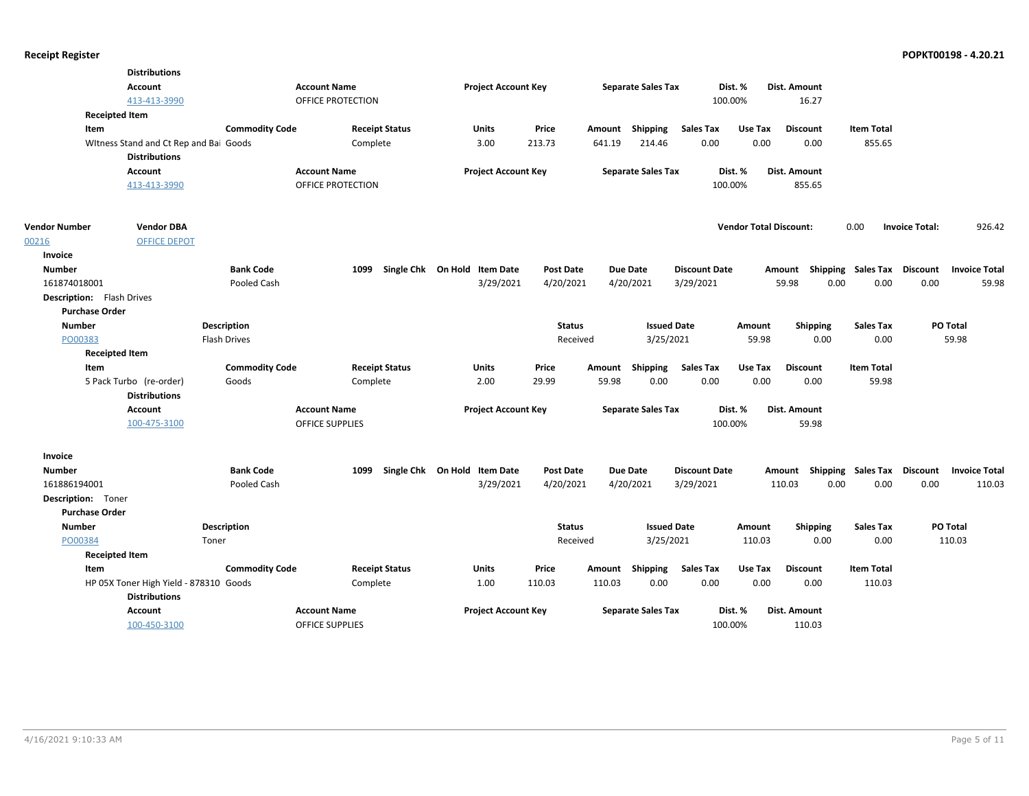**Distributions**

| Account | Account Name | Project Account Key | Separate Sales Tax | Dist. % | Dist. Amount |
|---|---|---|---|---|---|
| 413-413-3990 | OFFICE PROTECTION | | | 100.00% | 16.27 |

**Receipted Item**

| Item | Commodity Code | Receipt Status | Units | Price | Amount | Shipping | Sales Tax | Use Tax | Discount | Item Total |
|---|---|---|---|---|---|---|---|---|---|---|
| WItness Stand and Ct Rep and Bai | Goods | Complete | 3.00 | 213.73 | 641.19 | 214.46 | 0.00 | 0.00 | 0.00 | 855.65 |

**Distributions**

| Account | Account Name | Project Account Key | Separate Sales Tax | Dist. % | Dist. Amount |
|---|---|---|---|---|---|
| 413-413-3990 | OFFICE PROTECTION | | | 100.00% | 855.65 |

**Vendor Number** 00216 **Vendor DBA** OFFICE DEPOT **Vendor Total Discount:** 0.00 **Invoice Total:** 926.42

**Invoice**

| Number | Bank Code | 1099 | Single Chk | On Hold | Item Date | Post Date | Due Date | Discount Date | Amount | Shipping | Sales Tax | Discount | Invoice Total |
|---|---|---|---|---|---|---|---|---|---|---|---|---|---|
| 161874018001 | Pooled Cash | | | | 3/29/2021 | 4/20/2021 | 4/20/2021 | 3/29/2021 | 59.98 | 0.00 | 0.00 | 0.00 | 59.98 |

**Description:** Flash Drives

**Purchase Order**

| Number | Description | Status | Issued Date | Amount | Shipping | Sales Tax | PO Total |
|---|---|---|---|---|---|---|---|
| PO00383 | Flash Drives | Received | 3/25/2021 | 59.98 | 0.00 | 0.00 | 59.98 |

**Receipted Item**

| Item | Commodity Code | Receipt Status | Units | Price | Amount | Shipping | Sales Tax | Use Tax | Discount | Item Total |
|---|---|---|---|---|---|---|---|---|---|---|
| 5 Pack Turbo (re-order) | Goods | Complete | 2.00 | 29.99 | 59.98 | 0.00 | 0.00 | 0.00 | 0.00 | 59.98 |

**Distributions**

| Account | Account Name | Project Account Key | Separate Sales Tax | Dist. % | Dist. Amount |
|---|---|---|---|---|---|
| 100-475-3100 | OFFICE SUPPLIES | | | 100.00% | 59.98 |

**Invoice**

| Number | Bank Code | 1099 | Single Chk | On Hold | Item Date | Post Date | Due Date | Discount Date | Amount | Shipping | Sales Tax | Discount | Invoice Total |
|---|---|---|---|---|---|---|---|---|---|---|---|---|---|
| 161886194001 | Pooled Cash | | | | 3/29/2021 | 4/20/2021 | 4/20/2021 | 3/29/2021 | 110.03 | 0.00 | 0.00 | 0.00 | 110.03 |

**Description:** Toner

**Purchase Order**

| Number | Description | Status | Issued Date | Amount | Shipping | Sales Tax | PO Total |
|---|---|---|---|---|---|---|---|
| PO00384 | Toner | Received | 3/25/2021 | 110.03 | 0.00 | 0.00 | 110.03 |

**Receipted Item**

| Item | Commodity Code | Receipt Status | Units | Price | Amount | Shipping | Sales Tax | Use Tax | Discount | Item Total |
|---|---|---|---|---|---|---|---|---|---|---|
| HP 05X Toner High Yield - 878310 | Goods | Complete | 1.00 | 110.03 | 110.03 | 0.00 | 0.00 | 0.00 | 0.00 | 110.03 |

**Distributions**

| Account | Account Name | Project Account Key | Separate Sales Tax | Dist. % | Dist. Amount |
|---|---|---|---|---|---|
| 100-450-3100 | OFFICE SUPPLIES | | | 100.00% | 110.03 |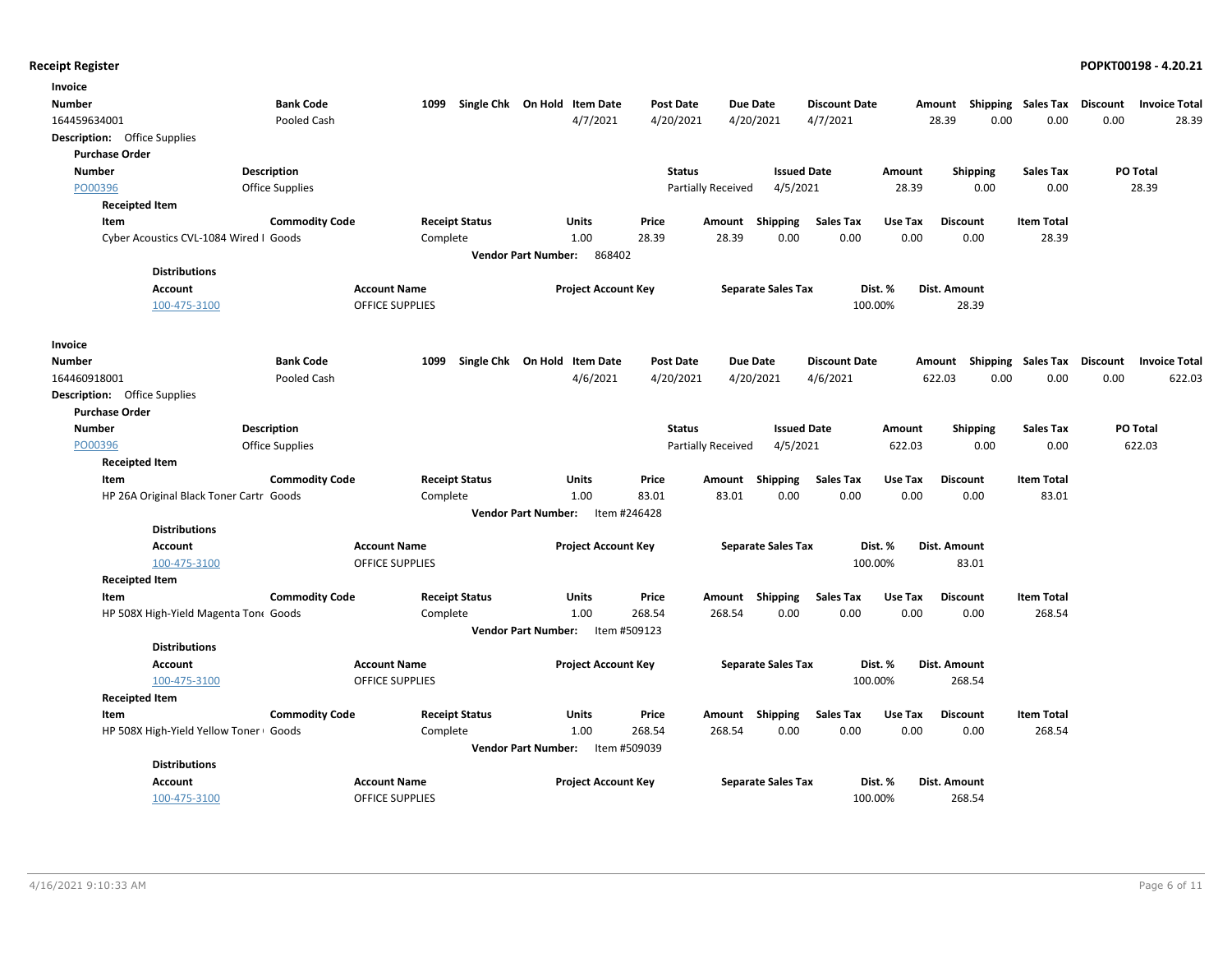**Receipt Register** **POPKT00198 - 4.20.21**

**Invoice**

| Number | Bank Code | 1099 | Single Chk | On Hold | Item Date | Post Date | Due Date | Discount Date | Amount | Shipping | Sales Tax | Discount | Invoice Total |
|---|---|---|---|---|---|---|---|---|---|---|---|---|---|
| 164459634001 | Pooled Cash | | | | 4/7/2021 | 4/20/2021 | 4/20/2021 | 4/7/2021 | 28.39 | 0.00 | 0.00 | 0.00 | 28.39 |

**Description:** Office Supplies

**Purchase Order**

| Number | Description | Status | Issued Date | Amount | Shipping | Sales Tax | PO Total |
|---|---|---|---|---|---|---|---|
| PO00396 | Office Supplies | Partially Received | 4/5/2021 | 28.39 | 0.00 | 0.00 | 28.39 |

**Receipted Item**

| Item | Commodity Code | Receipt Status | Units | Price | Amount | Shipping | Sales Tax | Use Tax | Discount | Item Total |
|---|---|---|---|---|---|---|---|---|---|---|
| Cyber Acoustics CVL-1084 Wired I | Goods | Complete | 1.00 | 28.39 | 28.39 | 0.00 | 0.00 | 0.00 | 0.00 | 28.39 |

**Vendor Part Number:** 868402

**Distributions**

| Account | Account Name | Project Account Key | Separate Sales Tax | Dist. % | Dist. Amount |
|---|---|---|---|---|---|
| 100-475-3100 | OFFICE SUPPLIES | | | 100.00% | 28.39 |

**Invoice**

| Number | Bank Code | 1099 | Single Chk | On Hold | Item Date | Post Date | Due Date | Discount Date | Amount | Shipping | Sales Tax | Discount | Invoice Total |
|---|---|---|---|---|---|---|---|---|---|---|---|---|---|
| 164460918001 | Pooled Cash | | | | 4/6/2021 | 4/20/2021 | 4/20/2021 | 4/6/2021 | 622.03 | 0.00 | 0.00 | 0.00 | 622.03 |

**Description:** Office Supplies

**Purchase Order**

| Number | Description | Status | Issued Date | Amount | Shipping | Sales Tax | PO Total |
|---|---|---|---|---|---|---|---|
| PO00396 | Office Supplies | Partially Received | 4/5/2021 | 622.03 | 0.00 | 0.00 | 622.03 |

**Receipted Item**

| Item | Commodity Code | Receipt Status | Units | Price | Amount | Shipping | Sales Tax | Use Tax | Discount | Item Total |
|---|---|---|---|---|---|---|---|---|---|---|
| HP 26A Original Black Toner Cartr | Goods | Complete | 1.00 | 83.01 | 83.01 | 0.00 | 0.00 | 0.00 | 0.00 | 83.01 |

**Vendor Part Number:** Item #246428

**Distributions**

| Account | Account Name | Project Account Key | Separate Sales Tax | Dist. % | Dist. Amount |
|---|---|---|---|---|---|
| 100-475-3100 | OFFICE SUPPLIES | | | 100.00% | 83.01 |

**Receipted Item**

| Item | Commodity Code | Receipt Status | Units | Price | Amount | Shipping | Sales Tax | Use Tax | Discount | Item Total |
|---|---|---|---|---|---|---|---|---|---|---|
| HP 508X High-Yield Magenta Ton | Goods | Complete | 1.00 | 268.54 | 268.54 | 0.00 | 0.00 | 0.00 | 0.00 | 268.54 |

**Vendor Part Number:** Item #509123

**Distributions**

| Account | Account Name | Project Account Key | Separate Sales Tax | Dist. % | Dist. Amount |
|---|---|---|---|---|---|
| 100-475-3100 | OFFICE SUPPLIES | | | 100.00% | 268.54 |

**Receipted Item**

| Item | Commodity Code | Receipt Status | Units | Price | Amount | Shipping | Sales Tax | Use Tax | Discount | Item Total |
|---|---|---|---|---|---|---|---|---|---|---|
| HP 508X High-Yield Yellow Toner | Goods | Complete | 1.00 | 268.54 | 268.54 | 0.00 | 0.00 | 0.00 | 0.00 | 268.54 |

**Vendor Part Number:** Item #509039

**Distributions**

| Account | Account Name | Project Account Key | Separate Sales Tax | Dist. % | Dist. Amount |
|---|---|---|---|---|---|
| 100-475-3100 | OFFICE SUPPLIES | | | 100.00% | 268.54 |

4/16/2021 9:10:33 AM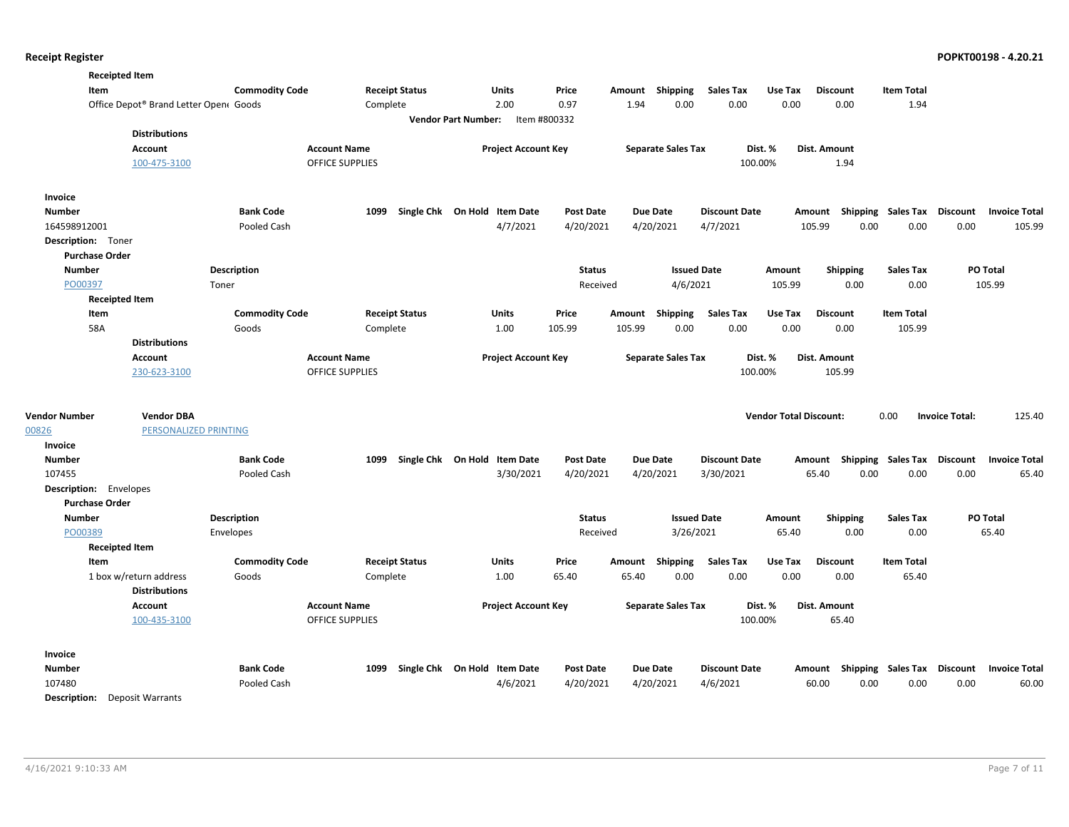**Receipted Item**

| Item | Commodity Code | Receipt Status | Units | Price | Amount | Shipping | Sales Tax | Use Tax | Discount | Item Total |
|---|---|---|---|---|---|---|---|---|---|---|
| Office Depot® Brand Letter Opene | Goods | Complete | 2.00 | 0.97 | 1.94 | 0.00 | 0.00 | 0.00 | 0.00 | 1.94 |

**Vendor Part Number:** Item #800332

**Distributions**

| Account | Account Name | Project Account Key | Separate Sales Tax | Dist. % | Dist. Amount |
|---|---|---|---|---|---|
| 100-475-3100 | OFFICE SUPPLIES | | | 100.00% | 1.94 |

**Invoice**

| Number | Bank Code | 1099 | Single Chk | On Hold | Item Date | Post Date | Due Date | Discount Date | Amount | Shipping | Sales Tax | Discount | Invoice Total |
|---|---|---|---|---|---|---|---|---|---|---|---|---|---|
| 164598912001 | Pooled Cash | | | | 4/7/2021 | 4/20/2021 | 4/20/2021 | 4/7/2021 | 105.99 | 0.00 | 0.00 | 0.00 | 105.99 |

**Description:** Toner

**Purchase Order**

| Number | Description | Status | Issued Date | Amount | Shipping | Sales Tax | PO Total |
|---|---|---|---|---|---|---|---|
| PO00397 | Toner | Received | 4/6/2021 | 105.99 | 0.00 | 0.00 | 105.99 |

**Receipted Item**

| Item | Commodity Code | Receipt Status | Units | Price | Amount | Shipping | Sales Tax | Use Tax | Discount | Item Total |
|---|---|---|---|---|---|---|---|---|---|---|
| 58A | Goods | Complete | 1.00 | 105.99 | 105.99 | 0.00 | 0.00 | 0.00 | 0.00 | 105.99 |

**Distributions**

| Account | Account Name | Project Account Key | Separate Sales Tax | Dist. % | Dist. Amount |
|---|---|---|---|---|---|
| 230-623-3100 | OFFICE SUPPLIES | | | 100.00% | 105.99 |

| Vendor Number | Vendor DBA | Vendor Total Discount: | Invoice Total: |
|---|---|---|---|
| 00826 | PERSONALIZED PRINTING | 0.00 | 125.40 |

**Invoice**

| Number | Bank Code | 1099 | Single Chk | On Hold | Item Date | Post Date | Due Date | Discount Date | Amount | Shipping | Sales Tax | Discount | Invoice Total |
|---|---|---|---|---|---|---|---|---|---|---|---|---|---|
| 107455 | Pooled Cash | | | | 3/30/2021 | 4/20/2021 | 4/20/2021 | 3/30/2021 | 65.40 | 0.00 | 0.00 | 0.00 | 65.40 |

**Description:** Envelopes

**Purchase Order**

| Number | Description | Status | Issued Date | Amount | Shipping | Sales Tax | PO Total |
|---|---|---|---|---|---|---|---|
| PO00389 | Envelopes | Received | 3/26/2021 | 65.40 | 0.00 | 0.00 | 65.40 |

**Receipted Item**

| Item | Commodity Code | Receipt Status | Units | Price | Amount | Shipping | Sales Tax | Use Tax | Discount | Item Total |
|---|---|---|---|---|---|---|---|---|---|---|
| 1 box w/return address | Goods | Complete | 1.00 | 65.40 | 65.40 | 0.00 | 0.00 | 0.00 | 0.00 | 65.40 |

**Distributions**

| Account | Account Name | Project Account Key | Separate Sales Tax | Dist. % | Dist. Amount |
|---|---|---|---|---|---|
| 100-435-3100 | OFFICE SUPPLIES | | | 100.00% | 65.40 |

**Invoice**

| Number | Bank Code | 1099 | Single Chk | On Hold | Item Date | Post Date | Due Date | Discount Date | Amount | Shipping | Sales Tax | Discount | Invoice Total |
|---|---|---|---|---|---|---|---|---|---|---|---|---|---|
| 107480 | Pooled Cash | | | | 4/6/2021 | 4/20/2021 | 4/20/2021 | 4/6/2021 | 60.00 | 0.00 | 0.00 | 0.00 | 60.00 |

**Description:** Deposit Warrants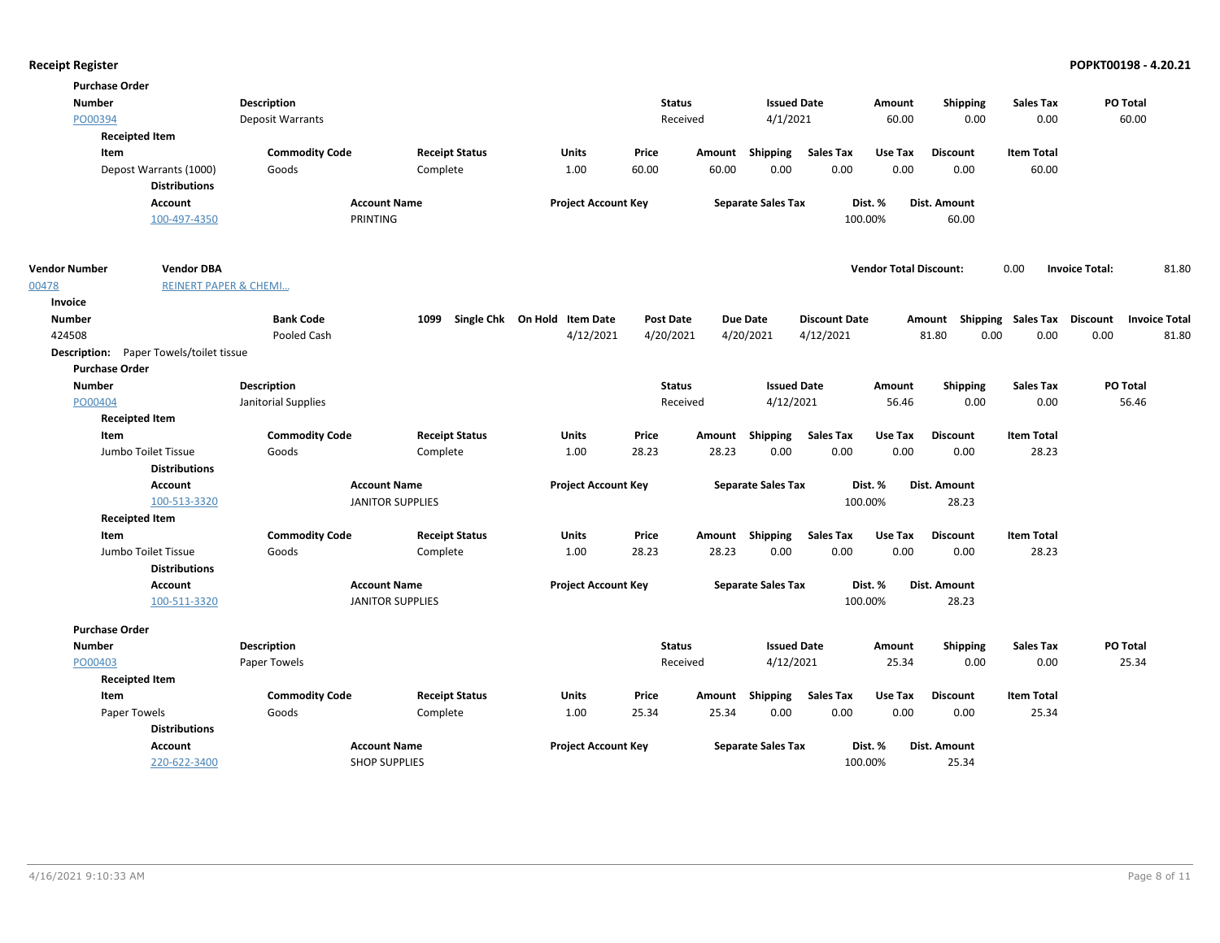**Receipt Register**

**Purchase Order**

| Number | Description | Status | Issued Date | Amount | Shipping | Sales Tax | PO Total |
|---|---|---|---|---|---|---|---|
| PO00394 | Deposit Warrants | Received | 4/1/2021 | 60.00 | 0.00 | 0.00 | 60.00 |

**Receipted Item**

| Item | Commodity Code | Receipt Status | Units | Price | Amount | Shipping | Sales Tax | Use Tax | Discount | Item Total |
|---|---|---|---|---|---|---|---|---|---|---|
| Depost Warrants (1000) | Goods | Complete | 1.00 | 60.00 | 60.00 | 0.00 | 0.00 | 0.00 | 0.00 | 60.00 |

**Distributions**

| Account | Account Name | Project Account Key | Separate Sales Tax | Dist. % | Dist. Amount |
|---|---|---|---|---|---|
| 100-497-4350 | PRINTING | | | 100.00% | 60.00 |

| Vendor Number | Vendor DBA | Vendor Total Discount: | 0.00 | Invoice Total: | 81.80 |
|---|---|---|---|---|---|
| 00478 | REINERT PAPER & CHEMI... | | | | |

**Invoice**

| Number | Bank Code | 1099 | Single Chk | On Hold | Item Date | Post Date | Due Date | Discount Date | Amount | Shipping | Sales Tax | Discount | Invoice Total |
|---|---|---|---|---|---|---|---|---|---|---|---|---|---|
| 424508 | Pooled Cash | | | | 4/12/2021 | 4/20/2021 | 4/20/2021 | 4/12/2021 | 81.80 | 0.00 | 0.00 | 0.00 | 81.80 |

**Description:** Paper Towels/toilet tissue

**Purchase Order**

| Number | Description | Status | Issued Date | Amount | Shipping | Sales Tax | PO Total |
|---|---|---|---|---|---|---|---|
| PO00404 | Janitorial Supplies | Received | 4/12/2021 | 56.46 | 0.00 | 0.00 | 56.46 |

**Receipted Item**

| Item | Commodity Code | Receipt Status | Units | Price | Amount | Shipping | Sales Tax | Use Tax | Discount | Item Total |
|---|---|---|---|---|---|---|---|---|---|---|
| Jumbo Toilet Tissue | Goods | Complete | 1.00 | 28.23 | 28.23 | 0.00 | 0.00 | 0.00 | 0.00 | 28.23 |

**Distributions**

| Account | Account Name | Project Account Key | Separate Sales Tax | Dist. % | Dist. Amount |
|---|---|---|---|---|---|
| 100-513-3320 | JANITOR SUPPLIES | | | 100.00% | 28.23 |

**Receipted Item**

| Item | Commodity Code | Receipt Status | Units | Price | Amount | Shipping | Sales Tax | Use Tax | Discount | Item Total |
|---|---|---|---|---|---|---|---|---|---|---|
| Jumbo Toilet Tissue | Goods | Complete | 1.00 | 28.23 | 28.23 | 0.00 | 0.00 | 0.00 | 0.00 | 28.23 |

**Distributions**

| Account | Account Name | Project Account Key | Separate Sales Tax | Dist. % | Dist. Amount |
|---|---|---|---|---|---|
| 100-511-3320 | JANITOR SUPPLIES | | | 100.00% | 28.23 |

**Purchase Order**

| Number | Description | Status | Issued Date | Amount | Shipping | Sales Tax | PO Total |
|---|---|---|---|---|---|---|---|
| PO00403 | Paper Towels | Received | 4/12/2021 | 25.34 | 0.00 | 0.00 | 25.34 |

**Receipted Item**

| Item | Commodity Code | Receipt Status | Units | Price | Amount | Shipping | Sales Tax | Use Tax | Discount | Item Total |
|---|---|---|---|---|---|---|---|---|---|---|
| Paper Towels | Goods | Complete | 1.00 | 25.34 | 25.34 | 0.00 | 0.00 | 0.00 | 0.00 | 25.34 |

**Distributions**

| Account | Account Name | Project Account Key | Separate Sales Tax | Dist. % | Dist. Amount |
|---|---|---|---|---|---|
| 220-622-3400 | SHOP SUPPLIES | | | 100.00% | 25.34 |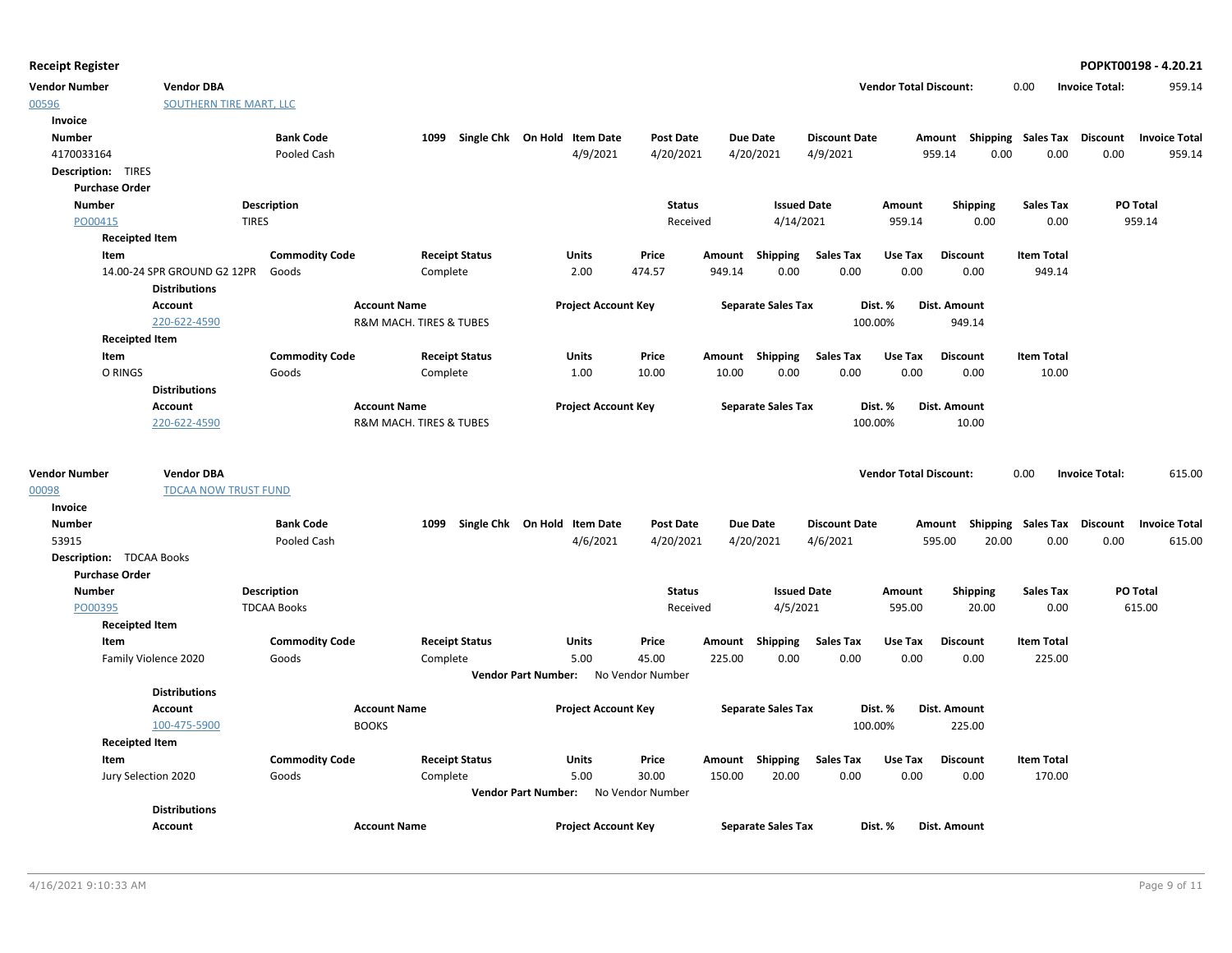# Receipt Register

**POPKT00198 - 4.20.21**

| Vendor Number | Vendor DBA | Vendor Total Discount: | 0.00 | Invoice Total: | 959.14 |
|---|---|---|---|---|---|
| 00596 | SOUTHERN TIRE MART, LLC | | | | |

**Invoice**

| Number | Bank Code | 1099 | Single Chk | On Hold | Item Date | Post Date | Due Date | Discount Date | Amount | Shipping | Sales Tax | Discount | Invoice Total |
|---|---|---|---|---|---|---|---|---|---|---|---|---|---|
| 4170033164 | Pooled Cash | | | | 4/9/2021 | 4/20/2021 | 4/20/2021 | 4/9/2021 | 959.14 | 0.00 | 0.00 | 0.00 | 959.14 |

**Description:** TIRES

**Purchase Order**

| Number | Description | Status | Issued Date | Amount | Shipping | Sales Tax | PO Total |
|---|---|---|---|---|---|---|---|
| PO00415 | TIRES | Received | 4/14/2021 | 959.14 | 0.00 | 0.00 | 959.14 |

**Receipted Item**

| Item | Commodity Code | Receipt Status | Units | Price | Amount | Shipping | Sales Tax | Use Tax | Discount | Item Total |
|---|---|---|---|---|---|---|---|---|---|---|
| 14.00-24 SPR GROUND G2 12PR | Goods | Complete | 2.00 | 474.57 | 949.14 | 0.00 | 0.00 | 0.00 | 0.00 | 949.14 |

**Distributions**

| Account | Account Name | Project Account Key | Separate Sales Tax | Dist. % | Dist. Amount |
|---|---|---|---|---|---|
| 220-622-4590 | R&M MACH. TIRES & TUBES | | | 100.00% | 949.14 |

**Receipted Item**

| Item | Commodity Code | Receipt Status | Units | Price | Amount | Shipping | Sales Tax | Use Tax | Discount | Item Total |
|---|---|---|---|---|---|---|---|---|---|---|
| O RINGS | Goods | Complete | 1.00 | 10.00 | 10.00 | 0.00 | 0.00 | 0.00 | 0.00 | 10.00 |

**Distributions**

| Account | Account Name | Project Account Key | Separate Sales Tax | Dist. % | Dist. Amount |
|---|---|---|---|---|---|
| 220-622-4590 | R&M MACH. TIRES & TUBES | | | 100.00% | 10.00 |

| Vendor Number | Vendor DBA | Vendor Total Discount: | 0.00 | Invoice Total: | 615.00 |
|---|---|---|---|---|---|
| 00098 | TDCAA NOW TRUST FUND | | | | |

**Invoice**

| Number | Bank Code | 1099 | Single Chk | On Hold | Item Date | Post Date | Due Date | Discount Date | Amount | Shipping | Sales Tax | Discount | Invoice Total |
|---|---|---|---|---|---|---|---|---|---|---|---|---|---|
| 53915 | Pooled Cash | | | | 4/6/2021 | 4/20/2021 | 4/20/2021 | 4/6/2021 | 595.00 | 20.00 | 0.00 | 0.00 | 615.00 |

**Description:** TDCAA Books

**Purchase Order**

| Number | Description | Status | Issued Date | Amount | Shipping | Sales Tax | PO Total |
|---|---|---|---|---|---|---|---|
| PO00395 | TDCAA Books | Received | 4/5/2021 | 595.00 | 20.00 | 0.00 | 615.00 |

**Receipted Item**

| Item | Commodity Code | Receipt Status | Units | Price | Amount | Shipping | Sales Tax | Use Tax | Discount | Item Total |
|---|---|---|---|---|---|---|---|---|---|---|
| Family Violence 2020 | Goods | Complete | 5.00 | 45.00 | 225.00 | 0.00 | 0.00 | 0.00 | 0.00 | 225.00 |

**Vendor Part Number:** No Vendor Number

**Distributions**

| Account | Account Name | Project Account Key | Separate Sales Tax | Dist. % | Dist. Amount |
|---|---|---|---|---|---|
| 100-475-5900 | BOOKS | | | 100.00% | 225.00 |

**Receipted Item**

| Item | Commodity Code | Receipt Status | Units | Price | Amount | Shipping | Sales Tax | Use Tax | Discount | Item Total |
|---|---|---|---|---|---|---|---|---|---|---|
| Jury Selection 2020 | Goods | Complete | 5.00 | 30.00 | 150.00 | 20.00 | 0.00 | 0.00 | 0.00 | 170.00 |

**Vendor Part Number:** No Vendor Number

**Distributions**

| Account | Account Name | Project Account Key | Separate Sales Tax | Dist. % | Dist. Amount |
|---|---|---|---|---|---|

4/16/2021 9:10:33 AM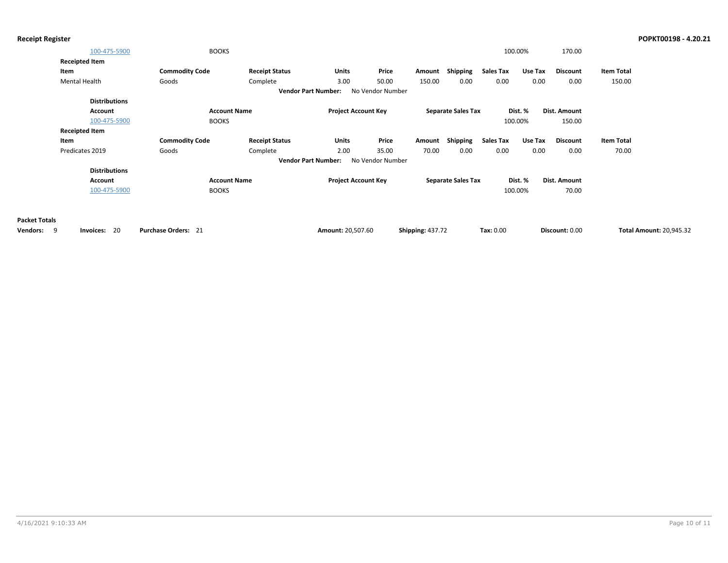| Account | Account Name | Project Account Key | Separate Sales Tax | Dist. % | Dist. Amount |
|---|---|---|---|---|---|
| 100-475-5900 | BOOKS | | | 100.00% | 170.00 |

**Receipted Item**

| Item | Commodity Code | Receipt Status | Units | Price | Amount | Shipping | Sales Tax | Use Tax | Discount | Item Total |
|---|---|---|---|---|---|---|---|---|---|---|
| Mental Health | Goods | Complete | 3.00 | 50.00 | 150.00 | 0.00 | 0.00 | 0.00 | 0.00 | 150.00 |

**Vendor Part Number:** No Vendor Number

**Distributions**

| Account | Account Name | Project Account Key | Separate Sales Tax | Dist. % | Dist. Amount |
|---|---|---|---|---|---|
| 100-475-5900 | BOOKS | | | 100.00% | 150.00 |

**Receipted Item**

| Item | Commodity Code | Receipt Status | Units | Price | Amount | Shipping | Sales Tax | Use Tax | Discount | Item Total |
|---|---|---|---|---|---|---|---|---|---|---|
| Predicates 2019 | Goods | Complete | 2.00 | 35.00 | 70.00 | 0.00 | 0.00 | 0.00 | 0.00 | 70.00 |

**Vendor Part Number:** No Vendor Number

**Distributions**

| Account | Account Name | Project Account Key | Separate Sales Tax | Dist. % | Dist. Amount |
|---|---|---|---|---|---|
| 100-475-5900 | BOOKS | | | 100.00% | 70.00 |

**Packet Totals**

**Vendors:** 9 **Invoices:** 20 **Purchase Orders:** 21 **Amount:** 20,507.60 **Shipping:** 437.72 **Tax:** 0.00 **Discount:** 0.00 **Total Amount:** 20,945.32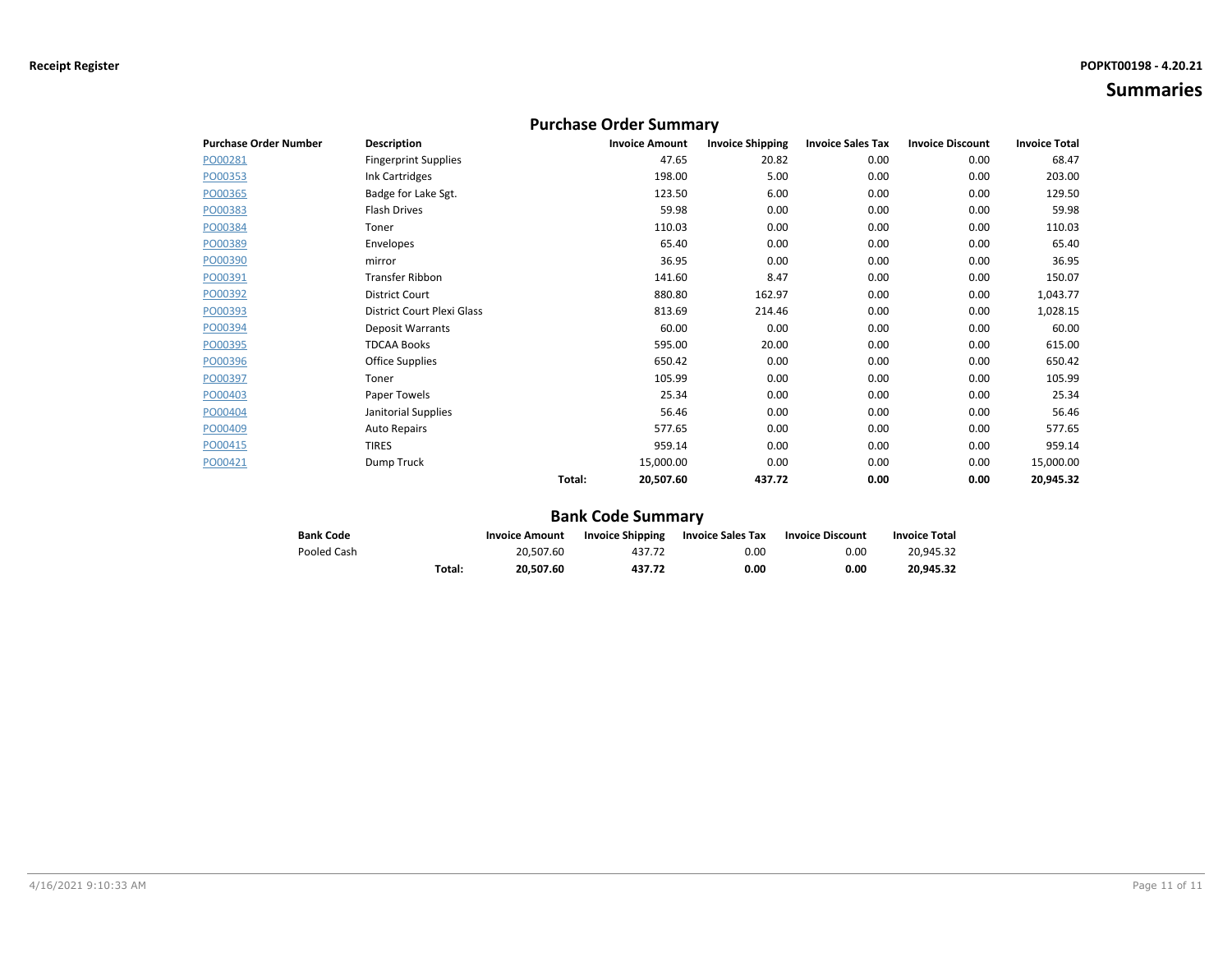**Receipt Register**

**POPKT00198 - 4.20.21**

# Summaries

## Purchase Order Summary

| Purchase Order Number | Description | | Invoice Amount | Invoice Shipping | Invoice Sales Tax | Invoice Discount | Invoice Total |
|---|---|---|---|---|---|---|---|
| PO00281 | Fingerprint Supplies | | 47.65 | 20.82 | 0.00 | 0.00 | 68.47 |
| PO00353 | Ink Cartridges | | 198.00 | 5.00 | 0.00 | 0.00 | 203.00 |
| PO00365 | Badge for Lake Sgt. | | 123.50 | 6.00 | 0.00 | 0.00 | 129.50 |
| PO00383 | Flash Drives | | 59.98 | 0.00 | 0.00 | 0.00 | 59.98 |
| PO00384 | Toner | | 110.03 | 0.00 | 0.00 | 0.00 | 110.03 |
| PO00389 | Envelopes | | 65.40 | 0.00 | 0.00 | 0.00 | 65.40 |
| PO00390 | mirror | | 36.95 | 0.00 | 0.00 | 0.00 | 36.95 |
| PO00391 | Transfer Ribbon | | 141.60 | 8.47 | 0.00 | 0.00 | 150.07 |
| PO00392 | District Court | | 880.80 | 162.97 | 0.00 | 0.00 | 1,043.77 |
| PO00393 | District Court Plexi Glass | | 813.69 | 214.46 | 0.00 | 0.00 | 1,028.15 |
| PO00394 | Deposit Warrants | | 60.00 | 0.00 | 0.00 | 0.00 | 60.00 |
| PO00395 | TDCAA Books | | 595.00 | 20.00 | 0.00 | 0.00 | 615.00 |
| PO00396 | Office Supplies | | 650.42 | 0.00 | 0.00 | 0.00 | 650.42 |
| PO00397 | Toner | | 105.99 | 0.00 | 0.00 | 0.00 | 105.99 |
| PO00403 | Paper Towels | | 25.34 | 0.00 | 0.00 | 0.00 | 25.34 |
| PO00404 | Janitorial Supplies | | 56.46 | 0.00 | 0.00 | 0.00 | 56.46 |
| PO00409 | Auto Repairs | | 577.65 | 0.00 | 0.00 | 0.00 | 577.65 |
| PO00415 | TIRES | | 959.14 | 0.00 | 0.00 | 0.00 | 959.14 |
| PO00421 | Dump Truck | | 15,000.00 | 0.00 | 0.00 | 0.00 | 15,000.00 |
| | | **Total:** | **20,507.60** | **437.72** | **0.00** | **0.00** | **20,945.32** |

## Bank Code Summary

| Bank Code | | Invoice Amount | Invoice Shipping | Invoice Sales Tax | Invoice Discount | Invoice Total |
|---|---|---|---|---|---|---|
| Pooled Cash | | 20,507.60 | 437.72 | 0.00 | 0.00 | 20,945.32 |
| | **Total:** | **20,507.60** | **437.72** | **0.00** | **0.00** | **20,945.32** |